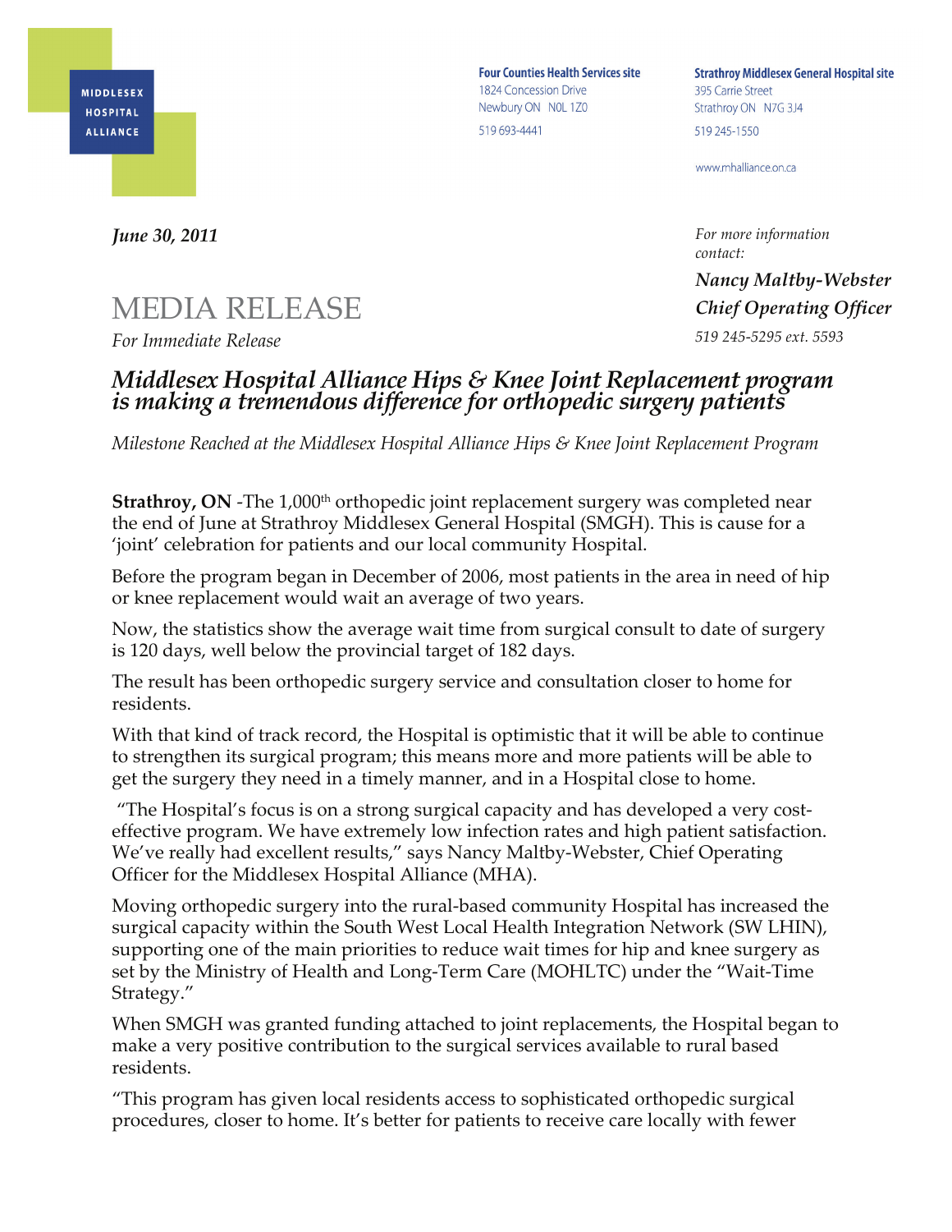MIDDLESEX HOSPITAL ALLIANCE

**Four Counties Health Services site**
1824 Concession Drive
Newbury ON N0L 1Z0
519 693-4441

**Strathroy Middlesex General Hospital site**
395 Carrie Street
Strathroy ON N7G 3J4
519 245-1550

www.mhalliance.on.ca

***June 30, 2011***

*For more information contact:*

***Nancy Maltby-Webster***
***Chief Operating Officer***
*519 245-5295 ext. 5593*

# MEDIA RELEASE

*For Immediate Release*

## *Middlesex Hospital Alliance Hips & Knee Joint Replacement program is making a tremendous difference for orthopedic surgery patients*

*Milestone Reached at the Middlesex Hospital Alliance Hips & Knee Joint Replacement Program*

**Strathroy, ON** -The 1,000th orthopedic joint replacement surgery was completed near the end of June at Strathroy Middlesex General Hospital (SMGH). This is cause for a 'joint' celebration for patients and our local community Hospital.

Before the program began in December of 2006, most patients in the area in need of hip or knee replacement would wait an average of two years.

Now, the statistics show the average wait time from surgical consult to date of surgery is 120 days, well below the provincial target of 182 days.

The result has been orthopedic surgery service and consultation closer to home for residents.

With that kind of track record, the Hospital is optimistic that it will be able to continue to strengthen its surgical program; this means more and more patients will be able to get the surgery they need in a timely manner, and in a Hospital close to home.

"The Hospital's focus is on a strong surgical capacity and has developed a very cost-effective program. We have extremely low infection rates and high patient satisfaction. We've really had excellent results," says Nancy Maltby-Webster, Chief Operating Officer for the Middlesex Hospital Alliance (MHA).

Moving orthopedic surgery into the rural-based community Hospital has increased the surgical capacity within the South West Local Health Integration Network (SW LHIN), supporting one of the main priorities to reduce wait times for hip and knee surgery as set by the Ministry of Health and Long-Term Care (MOHLTC) under the "Wait-Time Strategy."

When SMGH was granted funding attached to joint replacements, the Hospital began to make a very positive contribution to the surgical services available to rural based residents.

"This program has given local residents access to sophisticated orthopedic surgical procedures, closer to home. It's better for patients to receive care locally with fewer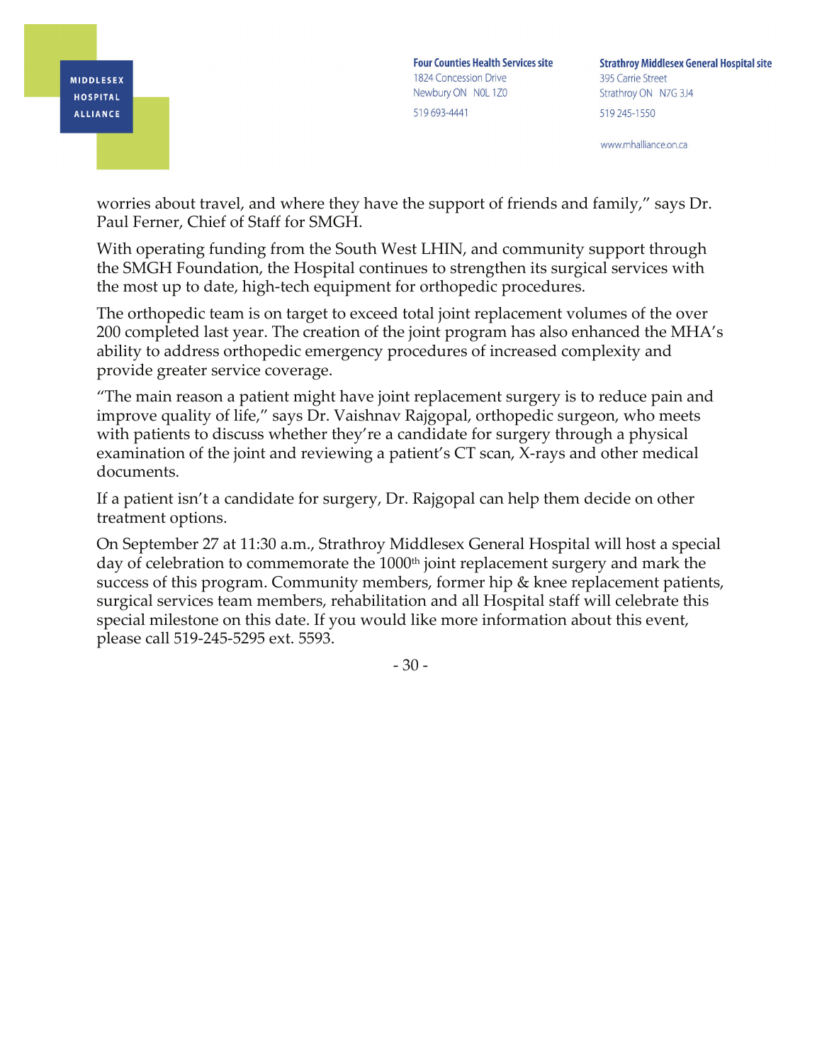worries about travel, and where they have the support of friends and family," says Dr. Paul Ferner, Chief of Staff for SMGH.

With operating funding from the South West LHIN, and community support through the SMGH Foundation, the Hospital continues to strengthen its surgical services with the most up to date, high-tech equipment for orthopedic procedures.

The orthopedic team is on target to exceed total joint replacement volumes of the over 200 completed last year. The creation of the joint program has also enhanced the MHA's ability to address orthopedic emergency procedures of increased complexity and provide greater service coverage.

"The main reason a patient might have joint replacement surgery is to reduce pain and improve quality of life," says Dr. Vaishnav Rajgopal, orthopedic surgeon, who meets with patients to discuss whether they're a candidate for surgery through a physical examination of the joint and reviewing a patient's CT scan, X-rays and other medical documents.

If a patient isn't a candidate for surgery, Dr. Rajgopal can help them decide on other treatment options.

On September 27 at 11:30 a.m., Strathroy Middlesex General Hospital will host a special day of celebration to commemorate the 1000th joint replacement surgery and mark the success of this program. Community members, former hip & knee replacement patients, surgical services team members, rehabilitation and all Hospital staff will celebrate this special milestone on this date. If you would like more information about this event, please call 519-245-5295 ext. 5593.

\- 30 -